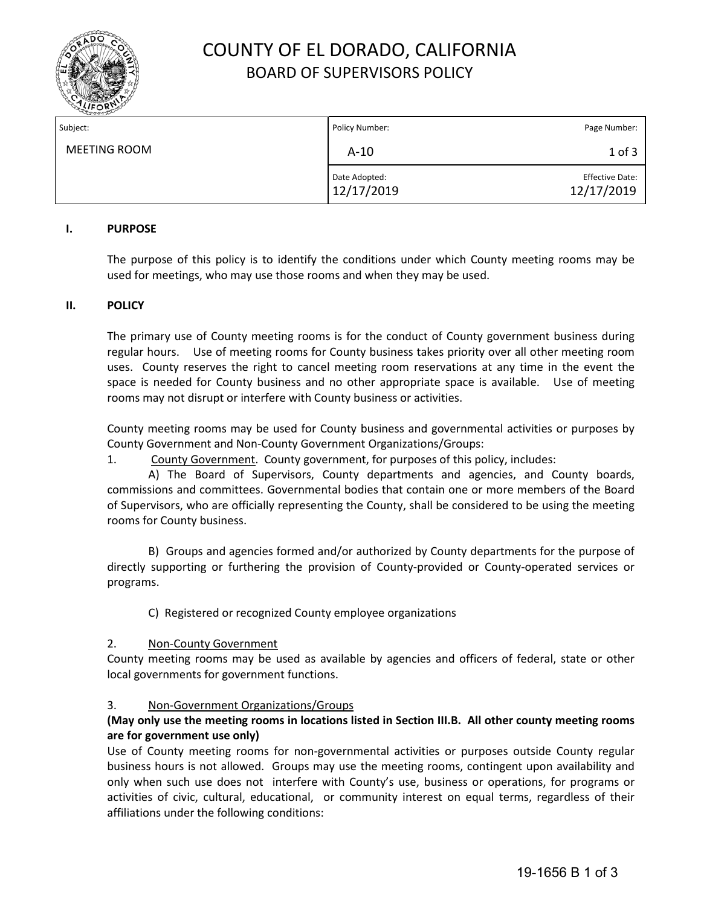# COUNTY OF EL DORADO, CALIFORNIA

## BOARD OF SUPERVISORS POLICY

| Subject: | Policy Number: | Page Number: |
|---|---|---|
| MEETING ROOM | A-10 | 1 of 3 |
| | Date Adopted: 12/17/2019 | Effective Date: 12/17/2019 |

### I. PURPOSE

The purpose of this policy is to identify the conditions under which County meeting rooms may be used for meetings, who may use those rooms and when they may be used.

### II. POLICY

The primary use of County meeting rooms is for the conduct of County government business during regular hours. Use of meeting rooms for County business takes priority over all other meeting room uses. County reserves the right to cancel meeting room reservations at any time in the event the space is needed for County business and no other appropriate space is available. Use of meeting rooms may not disrupt or interfere with County business or activities.

County meeting rooms may be used for County business and governmental activities or purposes by County Government and Non-County Government Organizations/Groups:

1. County Government. County government, for purposes of this policy, includes:

   A) The Board of Supervisors, County departments and agencies, and County boards, commissions and committees. Governmental bodies that contain one or more members of the Board of Supervisors, who are officially representing the County, shall be considered to be using the meeting rooms for County business.

   B) Groups and agencies formed and/or authorized by County departments for the purpose of directly supporting or furthering the provision of County-provided or County-operated services or programs.

   C) Registered or recognized County employee organizations

2. Non-County Government

County meeting rooms may be used as available by agencies and officers of federal, state or other local governments for government functions.

3. Non-Government Organizations/Groups

**(May only use the meeting rooms in locations listed in Section III.B. All other county meeting rooms are for government use only)**

Use of County meeting rooms for non-governmental activities or purposes outside County regular business hours is not allowed. Groups may use the meeting rooms, contingent upon availability and only when such use does not interfere with County's use, business or operations, for programs or activities of civic, cultural, educational, or community interest on equal terms, regardless of their affiliations under the following conditions: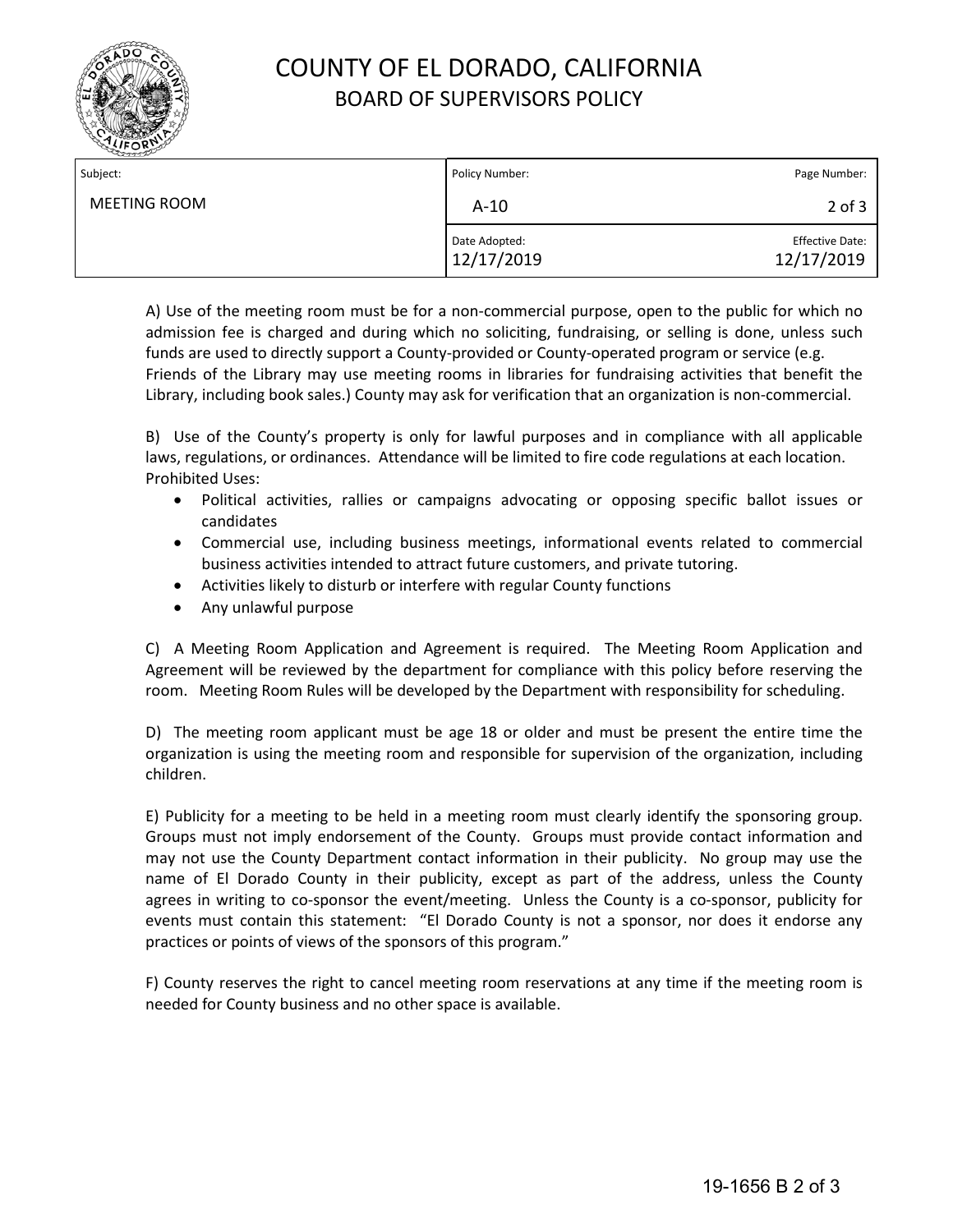# COUNTY OF EL DORADO, CALIFORNIA
## BOARD OF SUPERVISORS POLICY

| Subject: | Policy Number: | Page Number: |
|---|---|---|
| MEETING ROOM | A-10 | 2 of 3 |
| | Date Adopted: 12/17/2019 | Effective Date: 12/17/2019 |

A) Use of the meeting room must be for a non-commercial purpose, open to the public for which no admission fee is charged and during which no soliciting, fundraising, or selling is done, unless such funds are used to directly support a County-provided or County-operated program or service (e.g. Friends of the Library may use meeting rooms in libraries for fundraising activities that benefit the Library, including book sales.) County may ask for verification that an organization is non-commercial.

B) Use of the County's property is only for lawful purposes and in compliance with all applicable laws, regulations, or ordinances. Attendance will be limited to fire code regulations at each location. Prohibited Uses:

- Political activities, rallies or campaigns advocating or opposing specific ballot issues or candidates
- Commercial use, including business meetings, informational events related to commercial business activities intended to attract future customers, and private tutoring.
- Activities likely to disturb or interfere with regular County functions
- Any unlawful purpose

C) A Meeting Room Application and Agreement is required. The Meeting Room Application and Agreement will be reviewed by the department for compliance with this policy before reserving the room. Meeting Room Rules will be developed by the Department with responsibility for scheduling.

D) The meeting room applicant must be age 18 or older and must be present the entire time the organization is using the meeting room and responsible for supervision of the organization, including children.

E) Publicity for a meeting to be held in a meeting room must clearly identify the sponsoring group. Groups must not imply endorsement of the County. Groups must provide contact information and may not use the County Department contact information in their publicity. No group may use the name of El Dorado County in their publicity, except as part of the address, unless the County agrees in writing to co-sponsor the event/meeting. Unless the County is a co-sponsor, publicity for events must contain this statement: "El Dorado County is not a sponsor, nor does it endorse any practices or points of views of the sponsors of this program."

F) County reserves the right to cancel meeting room reservations at any time if the meeting room is needed for County business and no other space is available.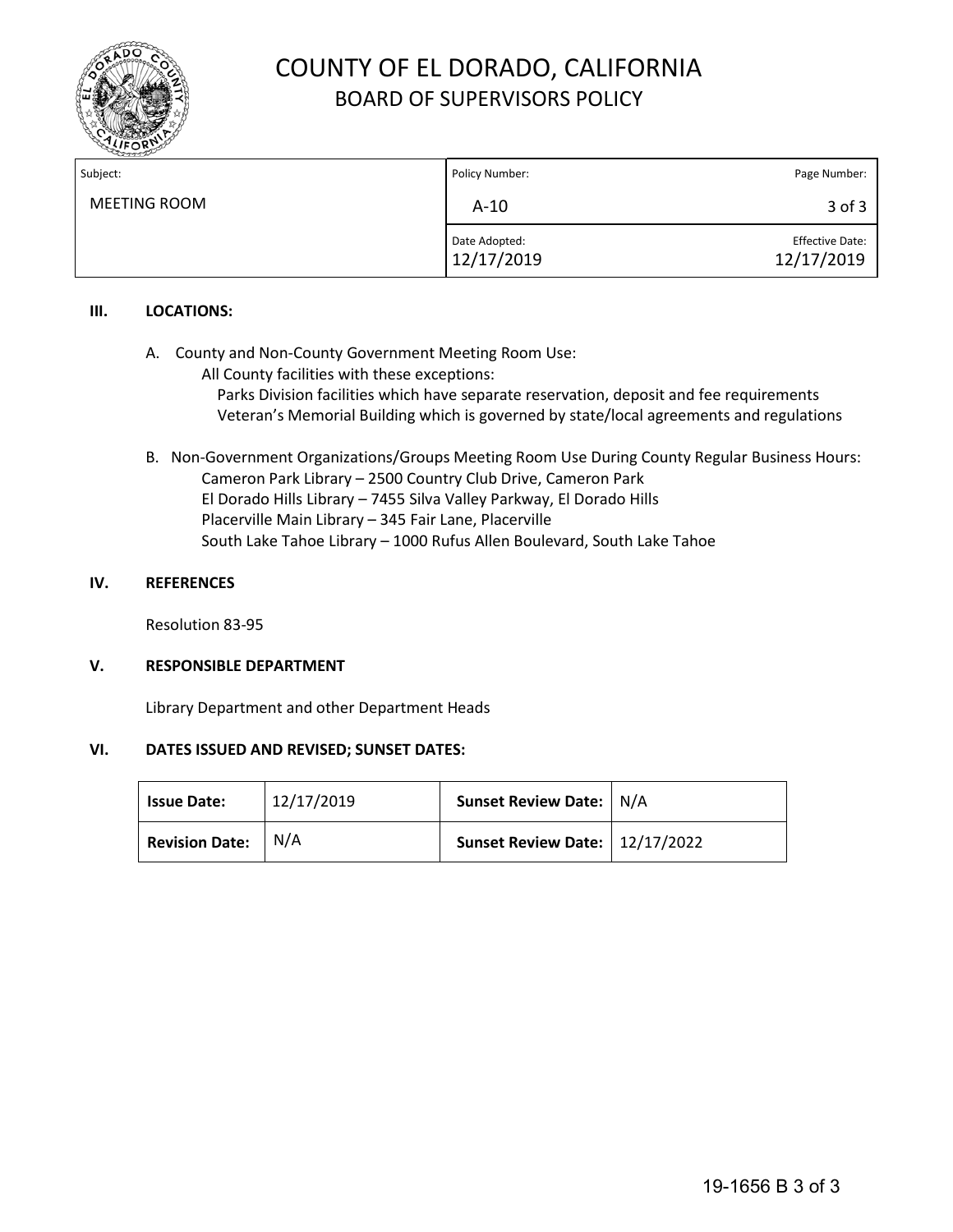# COUNTY OF EL DORADO, CALIFORNIA
## BOARD OF SUPERVISORS POLICY

| | | |
|---|---|---|
| Subject: MEETING ROOM | Policy Number: A-10 | Page Number: 3 of 3 |
| | Date Adopted: 12/17/2019 | Effective Date: 12/17/2019 |

### III. LOCATIONS:

A. County and Non-County Government Meeting Room Use:
All County facilities with these exceptions:
Parks Division facilities which have separate reservation, deposit and fee requirements
Veteran's Memorial Building which is governed by state/local agreements and regulations

B. Non-Government Organizations/Groups Meeting Room Use During County Regular Business Hours:
Cameron Park Library – 2500 Country Club Drive, Cameron Park
El Dorado Hills Library – 7455 Silva Valley Parkway, El Dorado Hills
Placerville Main Library – 345 Fair Lane, Placerville
South Lake Tahoe Library – 1000 Rufus Allen Boulevard, South Lake Tahoe

### IV. REFERENCES

Resolution 83-95

### V. RESPONSIBLE DEPARTMENT

Library Department and other Department Heads

### VI. DATES ISSUED AND REVISED; SUNSET DATES:

| | | | |
|---|---|---|---|
| **Issue Date:** | 12/17/2019 | **Sunset Review Date:** | N/A |
| **Revision Date:** | N/A | **Sunset Review Date:** | 12/17/2022 |

19-1656 B 3 of 3